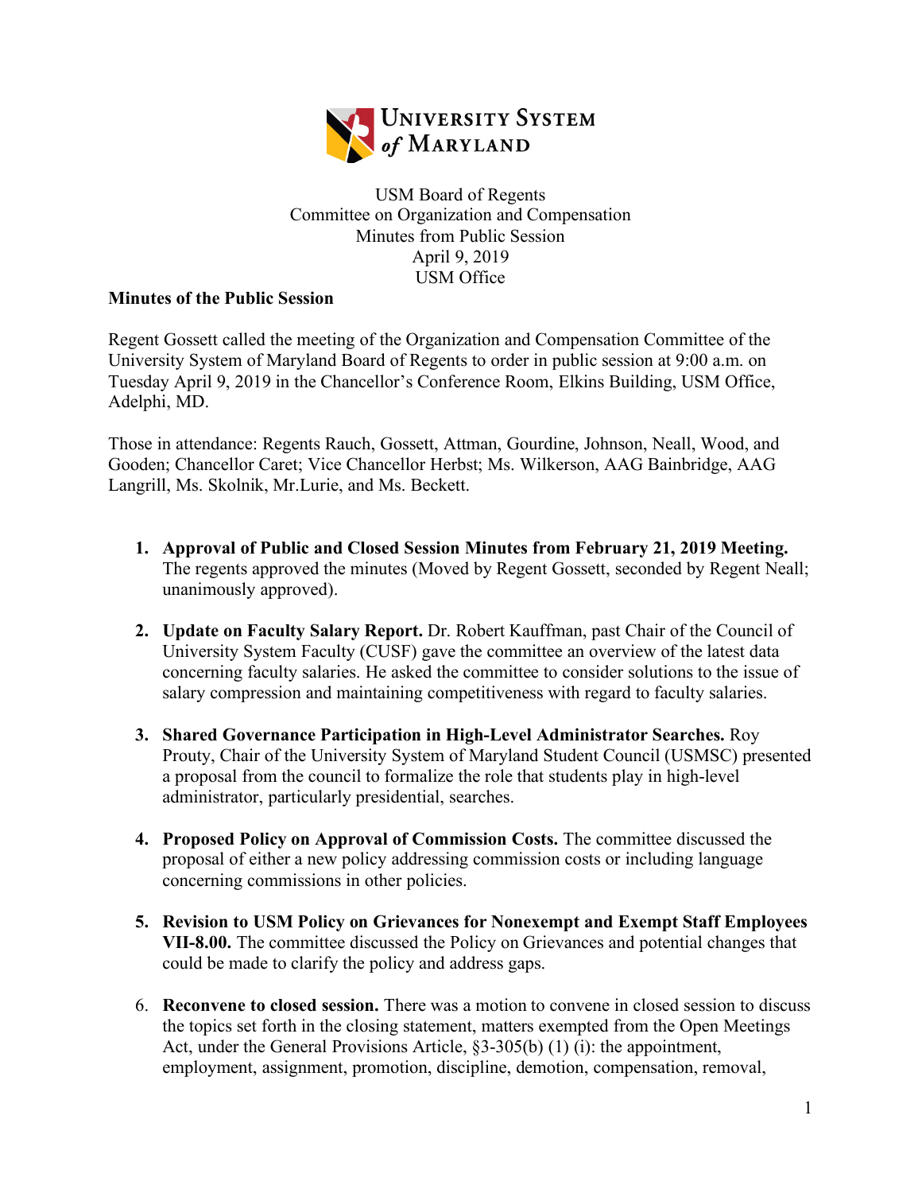University System of Maryland

USM Board of Regents
Committee on Organization and Compensation
Minutes from Public Session
April 9, 2019
USM Office

**Minutes of the Public Session**

Regent Gossett called the meeting of the Organization and Compensation Committee of the University System of Maryland Board of Regents to order in public session at 9:00 a.m. on Tuesday April 9, 2019 in the Chancellor's Conference Room, Elkins Building, USM Office, Adelphi, MD.

Those in attendance: Regents Rauch, Gossett, Attman, Gourdine, Johnson, Neall, Wood, and Gooden; Chancellor Caret; Vice Chancellor Herbst; Ms. Wilkerson, AAG Bainbridge, AAG Langrill, Ms. Skolnik, Mr.Lurie, and Ms. Beckett.

1. **Approval of Public and Closed Session Minutes from February 21, 2019 Meeting.** The regents approved the minutes (Moved by Regent Gossett, seconded by Regent Neall; unanimously approved).

2. **Update on Faculty Salary Report.** Dr. Robert Kauffman, past Chair of the Council of University System Faculty (CUSF) gave the committee an overview of the latest data concerning faculty salaries. He asked the committee to consider solutions to the issue of salary compression and maintaining competitiveness with regard to faculty salaries.

3. **Shared Governance Participation in High-Level Administrator Searches.** Roy Prouty, Chair of the University System of Maryland Student Council (USMSC) presented a proposal from the council to formalize the role that students play in high-level administrator, particularly presidential, searches.

4. **Proposed Policy on Approval of Commission Costs.** The committee discussed the proposal of either a new policy addressing commission costs or including language concerning commissions in other policies.

5. **Revision to USM Policy on Grievances for Nonexempt and Exempt Staff Employees VII-8.00.** The committee discussed the Policy on Grievances and potential changes that could be made to clarify the policy and address gaps.

6. **Reconvene to closed session.** There was a motion to convene in closed session to discuss the topics set forth in the closing statement, matters exempted from the Open Meetings Act, under the General Provisions Article, §3-305(b) (1) (i): the appointment, employment, assignment, promotion, discipline, demotion, compensation, removal,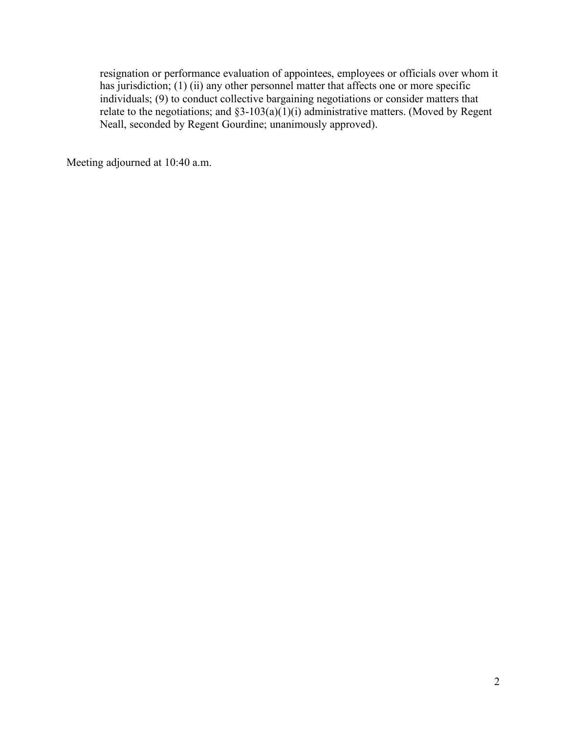resignation or performance evaluation of appointees, employees or officials over whom it has jurisdiction; (1) (ii) any other personnel matter that affects one or more specific individuals; (9) to conduct collective bargaining negotiations or consider matters that relate to the negotiations; and §3-103(a)(1)(i) administrative matters. (Moved by Regent Neall, seconded by Regent Gourdine; unanimously approved).

Meeting adjourned at 10:40 a.m.